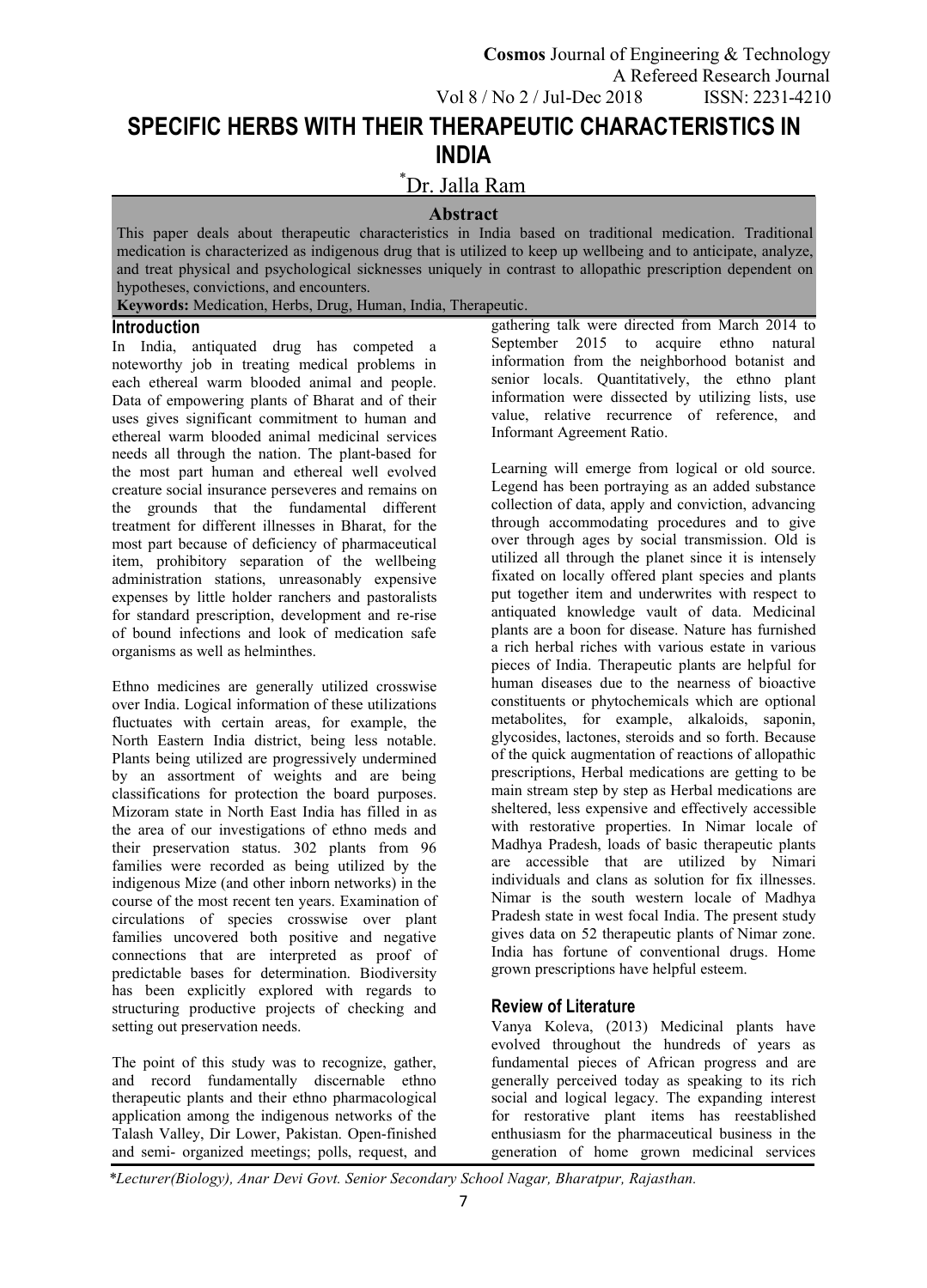# SPECIFIC HERBS WITH THEIR THERAPEUTIC CHARACTERISTICS IN INDIA

*Dr. Jalla Ram

## Abstract

This paper deals about therapeutic characteristics in India based on traditional medication. Traditional medication is characterized as indigenous drug that is utilized to keep up wellbeing and to anticipate, analyze, and treat physical and psychological sicknesses uniquely in contrast to allopathic prescription dependent on hypotheses, convictions, and encounters.

**Keywords:** Medication, Herbs, Drug, Human, India, Therapeutic.

## Introduction

In India, antiquated drug has competed a noteworthy job in treating medical problems in each ethereal warm blooded animal and people. Data of empowering plants of Bharat and of their uses gives significant commitment to human and ethereal warm blooded animal medicinal services needs all through the nation. The plant-based for the most part human and ethereal well evolved creature social insurance perseveres and remains on the grounds that the fundamental different treatment for different illnesses in Bharat, for the most part because of deficiency of pharmaceutical item, prohibitory separation of the wellbeing administration stations, unreasonably expensive expenses by little holder ranchers and pastoralists for standard prescription, development and re-rise of bound infections and look of medication safe organisms as well as helminthes.

Ethno medicines are generally utilized crosswise over India. Logical information of these utilizations fluctuates with certain areas, for example, the North Eastern India district, being less notable. Plants being utilized are progressively undermined by an assortment of weights and are being classifications for protection the board purposes. Mizoram state in North East India has filled in as the area of our investigations of ethno meds and their preservation status. 302 plants from 96 families were recorded as being utilized by the indigenous Mize (and other inborn networks) in the course of the most recent ten years. Examination of circulations of species crosswise over plant families uncovered both positive and negative connections that are interpreted as proof of predictable bases for determination. Biodiversity has been explicitly explored with regards to structuring productive projects of checking and setting out preservation needs.

The point of this study was to recognize, gather, and record fundamentally discernable ethno therapeutic plants and their ethno pharmacological application among the indigenous networks of the Talash Valley, Dir Lower, Pakistan. Open-finished and semi- organized meetings; polls, request, and gathering talk were directed from March 2014 to September 2015 to acquire ethno natural information from the neighborhood botanist and senior locals. Quantitatively, the ethno plant information were dissected by utilizing lists, use value, relative recurrence of reference, and Informant Agreement Ratio.

Learning will emerge from logical or old source. Legend has been portraying as an added substance collection of data, apply and conviction, advancing through accommodating procedures and to give over through ages by social transmission. Old is utilized all through the planet since it is intensely fixated on locally offered plant species and plants put together item and underwrites with respect to antiquated knowledge vault of data. Medicinal plants are a boon for disease. Nature has furnished a rich herbal riches with various estate in various pieces of India. Therapeutic plants are helpful for human diseases due to the nearness of bioactive constituents or phytochemicals which are optional metabolites, for example, alkaloids, saponin, glycosides, lactones, steroids and so forth. Because of the quick augmentation of reactions of allopathic prescriptions, Herbal medications are getting to be main stream step by step as Herbal medications are sheltered, less expensive and effectively accessible with restorative properties. In Nimar locale of Madhya Pradesh, loads of basic therapeutic plants are accessible that are utilized by Nimari individuals and clans as solution for fix illnesses. Nimar is the south western locale of Madhya Pradesh state in west focal India. The present study gives data on 52 therapeutic plants of Nimar zone. India has fortune of conventional drugs. Home grown prescriptions have helpful esteem.

## Review of Literature

Vanya Koleva, (2013) Medicinal plants have evolved throughout the hundreds of years as fundamental pieces of African progress and are generally perceived today as speaking to its rich social and logical legacy. The expanding interest for restorative plant items has reestablished enthusiasm for the pharmaceutical business in the generation of home grown medicinal services

*Lecturer(Biology), Anar Devi Govt. Senior Secondary School Nagar, Bharatpur, Rajasthan.*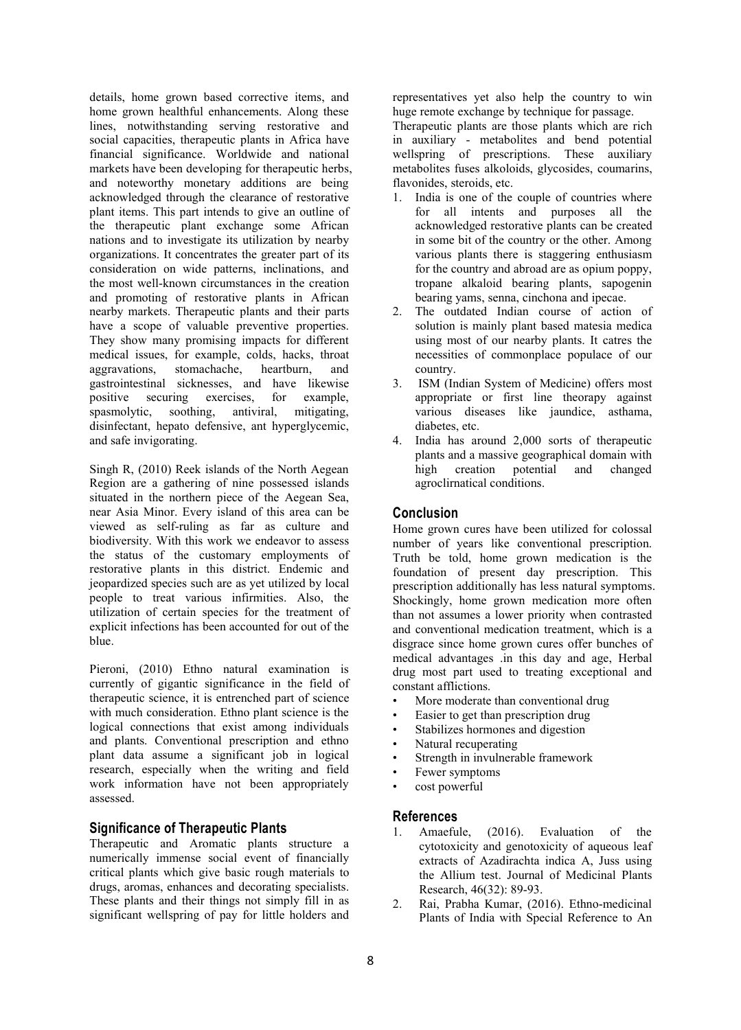details, home grown based corrective items, and home grown healthful enhancements. Along these lines, notwithstanding serving restorative and social capacities, therapeutic plants in Africa have financial significance. Worldwide and national markets have been developing for therapeutic herbs, and noteworthy monetary additions are being acknowledged through the clearance of restorative plant items. This part intends to give an outline of the therapeutic plant exchange some African nations and to investigate its utilization by nearby organizations. It concentrates the greater part of its consideration on wide patterns, inclinations, and the most well-known circumstances in the creation and promoting of restorative plants in African nearby markets. Therapeutic plants and their parts have a scope of valuable preventive properties. They show many promising impacts for different medical issues, for example, colds, hacks, throat aggravations, stomachache, heartburn, and gastrointestinal sicknesses, and have likewise positive securing exercises, for example, spasmolytic, soothing, antiviral, mitigating, disinfectant, hepato defensive, ant hyperglycemic, and safe invigorating.

Singh R, (2010) Reek islands of the North Aegean Region are a gathering of nine possessed islands situated in the northern piece of the Aegean Sea, near Asia Minor. Every island of this area can be viewed as self-ruling as far as culture and biodiversity. With this work we endeavor to assess the status of the customary employments of restorative plants in this district. Endemic and jeopardized species such are as yet utilized by local people to treat various infirmities. Also, the utilization of certain species for the treatment of explicit infections has been accounted for out of the blue.

Pieroni, (2010) Ethno natural examination is currently of gigantic significance in the field of therapeutic science, it is entrenched part of science with much consideration. Ethno plant science is the logical connections that exist among individuals and plants. Conventional prescription and ethno plant data assume a significant job in logical research, especially when the writing and field work information have not been appropriately assessed.

## Significance of Therapeutic Plants

Therapeutic and Aromatic plants structure a numerically immense social event of financially critical plants which give basic rough materials to drugs, aromas, enhances and decorating specialists. These plants and their things not simply fill in as significant wellspring of pay for little holders and representatives yet also help the country to win huge remote exchange by technique for passage.

Therapeutic plants are those plants which are rich in auxiliary - metabolites and bend potential wellspring of prescriptions. These auxiliary metabolites fuses alkoloids, glycosides, coumarins, flavonides, steroids, etc.

1. India is one of the couple of countries where for all intents and purposes all the acknowledged restorative plants can be created in some bit of the country or the other. Among various plants there is staggering enthusiasm for the country and abroad are as opium poppy, tropane alkaloid bearing plants, sapogenin bearing yams, senna, cinchona and ipecae.
2. The outdated Indian course of action of solution is mainly plant based matesia medica using most of our nearby plants. It catres the necessities of commonplace populace of our country.
3. ISM (Indian System of Medicine) offers most appropriate or first line theorapy against various diseases like jaundice, asthama, diabetes, etc.
4. India has around 2,000 sorts of therapeutic plants and a massive geographical domain with high creation potential and changed agroclirnatical conditions.

## Conclusion

Home grown cures have been utilized for colossal number of years like conventional prescription. Truth be told, home grown medication is the foundation of present day prescription. This prescription additionally has less natural symptoms. Shockingly, home grown medication more often than not assumes a lower priority when contrasted and conventional medication treatment, which is a disgrace since home grown cures offer bunches of medical advantages .in this day and age, Herbal drug most part used to treating exceptional and constant afflictions.

- More moderate than conventional drug
- Easier to get than prescription drug
- Stabilizes hormones and digestion
- Natural recuperating
- Strength in invulnerable framework
- Fewer symptoms
- cost powerful

## References

1. Amaefule, (2016). Evaluation of the cytotoxicity and genotoxicity of aqueous leaf extracts of Azadirachta indica A, Juss using the Allium test. Journal of Medicinal Plants Research, 46(32): 89-93.
2. Rai, Prabha Kumar, (2016). Ethno-medicinal Plants of India with Special Reference to An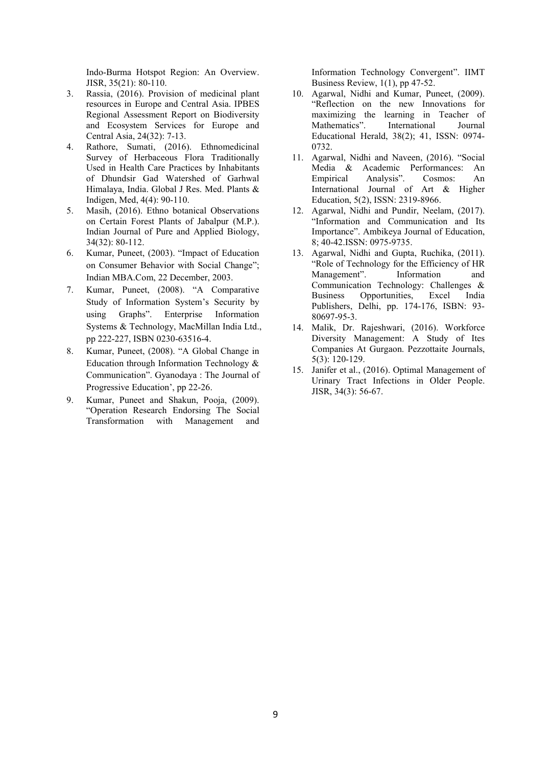Indo-Burma Hotspot Region: An Overview. JISR, 35(21): 80-110.

3. Rassia, (2016). Provision of medicinal plant resources in Europe and Central Asia. IPBES Regional Assessment Report on Biodiversity and Ecosystem Services for Europe and Central Asia, 24(32): 7-13.
4. Rathore, Sumati, (2016). Ethnomedicinal Survey of Herbaceous Flora Traditionally Used in Health Care Practices by Inhabitants of Dhundsir Gad Watershed of Garhwal Himalaya, India. Global J Res. Med. Plants & Indigen, Med, 4(4): 90-110.
5. Masih, (2016). Ethno botanical Observations on Certain Forest Plants of Jabalpur (M.P.). Indian Journal of Pure and Applied Biology, 34(32): 80-112.
6. Kumar, Puneet, (2003). "Impact of Education on Consumer Behavior with Social Change"; Indian MBA.Com, 22 December, 2003.
7. Kumar, Puneet, (2008). "A Comparative Study of Information System's Security by using Graphs". Enterprise Information Systems & Technology, MacMillan India Ltd., pp 222-227, ISBN 0230-63516-4.
8. Kumar, Puneet, (2008). "A Global Change in Education through Information Technology & Communication". Gyanodaya : The Journal of Progressive Education', pp 22-26.
9. Kumar, Puneet and Shakun, Pooja, (2009). "Operation Research Endorsing The Social Transformation with Management and Information Technology Convergent". IIMT Business Review, 1(1), pp 47-52.
10. Agarwal, Nidhi and Kumar, Puneet, (2009). "Reflection on the new Innovations for maximizing the learning in Teacher of Mathematics". International Journal Educational Herald, 38(2); 41, ISSN: 0974-0732.
11. Agarwal, Nidhi and Naveen, (2016). "Social Media & Academic Performances: An Empirical Analysis". Cosmos: An International Journal of Art & Higher Education, 5(2), ISSN: 2319-8966.
12. Agarwal, Nidhi and Pundir, Neelam, (2017). "Information and Communication and Its Importance". Ambikeya Journal of Education, 8; 40-42.ISSN: 0975-9735.
13. Agarwal, Nidhi and Gupta, Ruchika, (2011). "Role of Technology for the Efficiency of HR Management". Information and Communication Technology: Challenges & Business Opportunities, Excel India Publishers, Delhi, pp. 174-176, ISBN: 93-80697-95-3.
14. Malik, Dr. Rajeshwari, (2016). Workforce Diversity Management: A Study of Ites Companies At Gurgaon. Pezzottaite Journals, 5(3): 120-129.
15. Janifer et al., (2016). Optimal Management of Urinary Tract Infections in Older People. JISR, 34(3): 56-67.